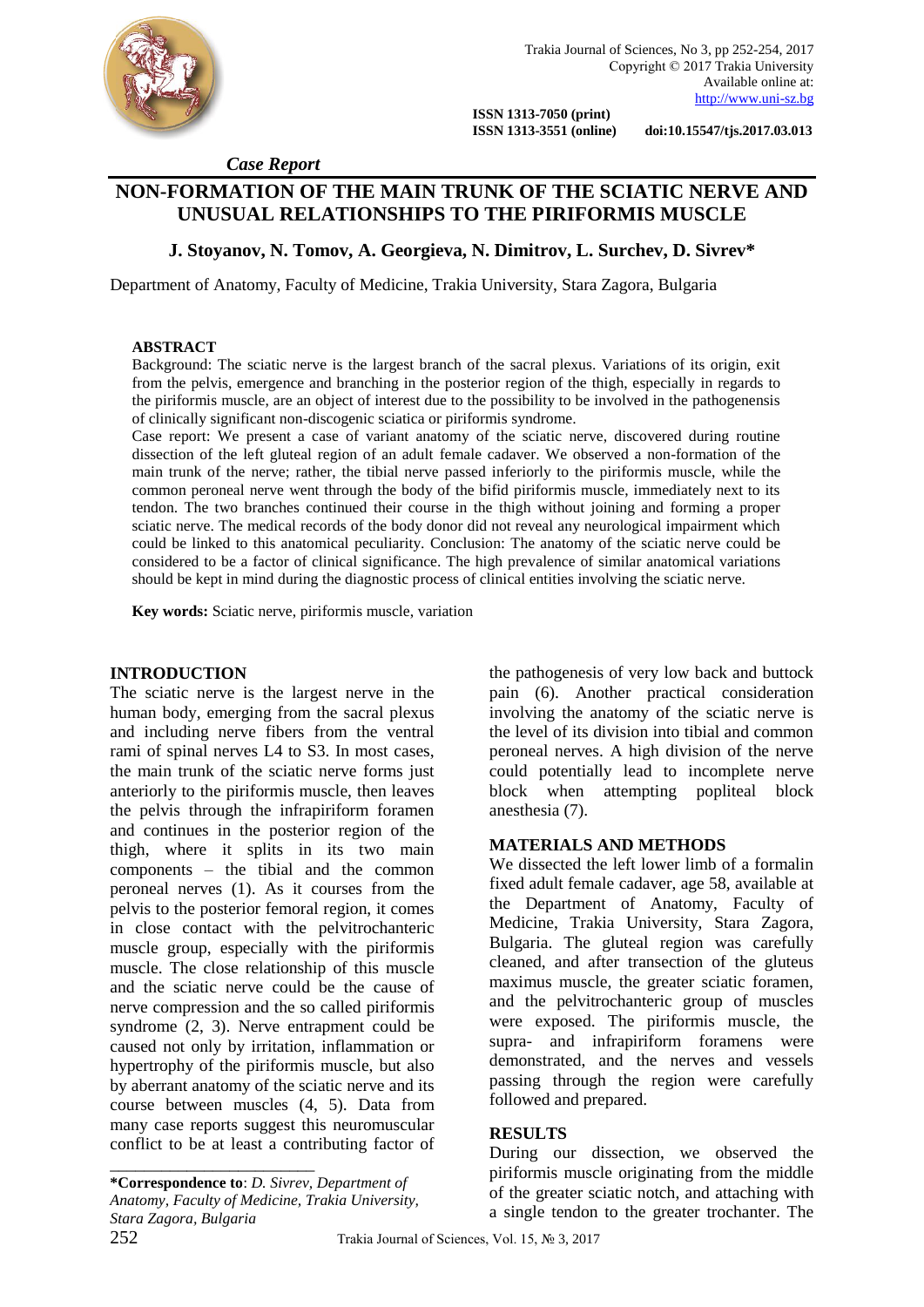*Case Report*

# NON-FORMATION OF THE MAIN TRUNK OF THE SCIATIC NERVE AND UNUSUAL RELATIONSHIPS TO THE PIRIFORMIS MUSCLE

**J. Stoyanov, N. Tomov, A. Georgieva, N. Dimitrov, L. Surchev, D. Sivrev***

Department of Anatomy, Faculty of Medicine, Trakia University, Stara Zagora, Bulgaria

**ABSTRACT**

Background: The sciatic nerve is the largest branch of the sacral plexus. Variations of its origin, exit from the pelvis, emergence and branching in the posterior region of the thigh, especially in regards to the piriformis muscle, are an object of interest due to the possibility to be involved in the pathogenensis of clinically significant non-discogenic sciatica or piriformis syndrome.

Case report: We present a case of variant anatomy of the sciatic nerve, discovered during routine dissection of the left gluteal region of an adult female cadaver. We observed a non-formation of the main trunk of the nerve; rather, the tibial nerve passed inferiorly to the piriformis muscle, while the common peroneal nerve went through the body of the bifid piriformis muscle, immediately next to its tendon. The two branches continued their course in the thigh without joining and forming a proper sciatic nerve. The medical records of the body donor did not reveal any neurological impairment which could be linked to this anatomical peculiarity. Conclusion: The anatomy of the sciatic nerve could be considered to be a factor of clinical significance. The high prevalence of similar anatomical variations should be kept in mind during the diagnostic process of clinical entities involving the sciatic nerve.

**Key words:** Sciatic nerve, piriformis muscle, variation

## INTRODUCTION

The sciatic nerve is the largest nerve in the human body, emerging from the sacral plexus and including nerve fibers from the ventral rami of spinal nerves L4 to S3. In most cases, the main trunk of the sciatic nerve forms just anteriorly to the piriformis muscle, then leaves the pelvis through the infrapiriform foramen and continues in the posterior region of the thigh, where it splits in its two main components – the tibial and the common peroneal nerves (1). As it courses from the pelvis to the posterior femoral region, it comes in close contact with the pelvitrochanteric muscle group, especially with the piriformis muscle. The close relationship of this muscle and the sciatic nerve could be the cause of nerve compression and the so called piriformis syndrome (2, 3). Nerve entrapment could be caused not only by irritation, inflammation or hypertrophy of the piriformis muscle, but also by aberrant anatomy of the sciatic nerve and its course between muscles (4, 5). Data from many case reports suggest this neuromuscular conflict to be at least a contributing factor of the pathogenesis of very low back and buttock pain (6). Another practical consideration involving the anatomy of the sciatic nerve is the level of its division into tibial and common peroneal nerves. A high division of the nerve could potentially lead to incomplete nerve block when attempting popliteal block anesthesia (7).

## MATERIALS AND METHODS

We dissected the left lower limb of a formalin fixed adult female cadaver, age 58, available at the Department of Anatomy, Faculty of Medicine, Trakia University, Stara Zagora, Bulgaria. The gluteal region was carefully cleaned, and after transection of the gluteus maximus muscle, the greater sciatic foramen, and the pelvitrochanteric group of muscles were exposed. The piriformis muscle, the supra- and infrapiriform foramens were demonstrated, and the nerves and vessels passing through the region were carefully followed and prepared.

## RESULTS

During our dissection, we observed the piriformis muscle originating from the middle of the greater sciatic notch, and attaching with a single tendon to the greater trochanter. The

---

***Correspondence to**: *D. Sivrev, Department of Anatomy, Faculty of Medicine, Trakia University, Stara Zagora, Bulgaria*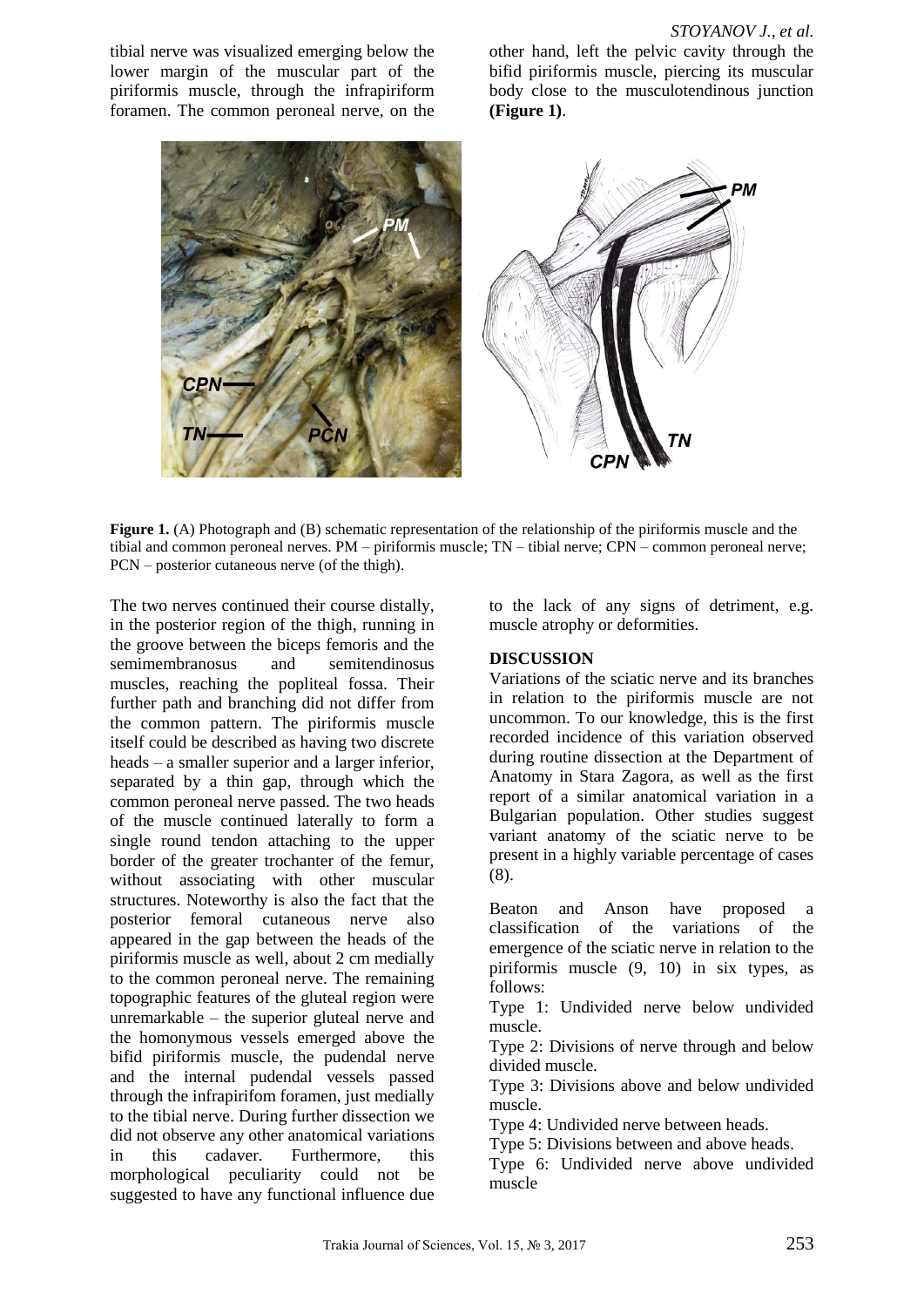tibial nerve was visualized emerging below the lower margin of the muscular part of the piriformis muscle, through the infrapiriform foramen. The common peroneal nerve, on the other hand, left the pelvic cavity through the bifid piriformis muscle, piercing its muscular body close to the musculotendinous junction **(Figure 1)**.

**Figure 1.** (A) Photograph and (B) schematic representation of the relationship of the piriformis muscle and the tibial and common peroneal nerves. PM – piriformis muscle; TN – tibial nerve; CPN – common peroneal nerve; PCN – posterior cutaneous nerve (of the thigh).

The two nerves continued their course distally, in the posterior region of the thigh, running in the groove between the biceps femoris and the semimembranosus and semitendinosus muscles, reaching the popliteal fossa. Their further path and branching did not differ from the common pattern. The piriformis muscle itself could be described as having two discrete heads – a smaller superior and a larger inferior, separated by a thin gap, through which the common peroneal nerve passed. The two heads of the muscle continued laterally to form a single round tendon attaching to the upper border of the greater trochanter of the femur, without associating with other muscular structures. Noteworthy is also the fact that the posterior femoral cutaneous nerve also appeared in the gap between the heads of the piriformis muscle as well, about 2 cm medially to the common peroneal nerve. The remaining topographic features of the gluteal region were unremarkable – the superior gluteal nerve and the homonymous vessels emerged above the bifid piriformis muscle, the pudendal nerve and the internal pudendal vessels passed through the infrapirifom foramen, just medially to the tibial nerve. During further dissection we did not observe any other anatomical variations in this cadaver. Furthermore, this morphological peculiarity could not be suggested to have any functional influence due to the lack of any signs of detriment, e.g. muscle atrophy or deformities.

## DISCUSSION

Variations of the sciatic nerve and its branches in relation to the piriformis muscle are not uncommon. To our knowledge, this is the first recorded incidence of this variation observed during routine dissection at the Department of Anatomy in Stara Zagora, as well as the first report of a similar anatomical variation in a Bulgarian population. Other studies suggest variant anatomy of the sciatic nerve to be present in a highly variable percentage of cases (8).

Beaton and Anson have proposed a classification of the variations of the emergence of the sciatic nerve in relation to the piriformis muscle (9, 10) in six types, as follows:

Type 1: Undivided nerve below undivided muscle.
Type 2: Divisions of nerve through and below divided muscle.
Type 3: Divisions above and below undivided muscle.
Type 4: Undivided nerve between heads.
Type 5: Divisions between and above heads.
Type 6: Undivided nerve above undivided muscle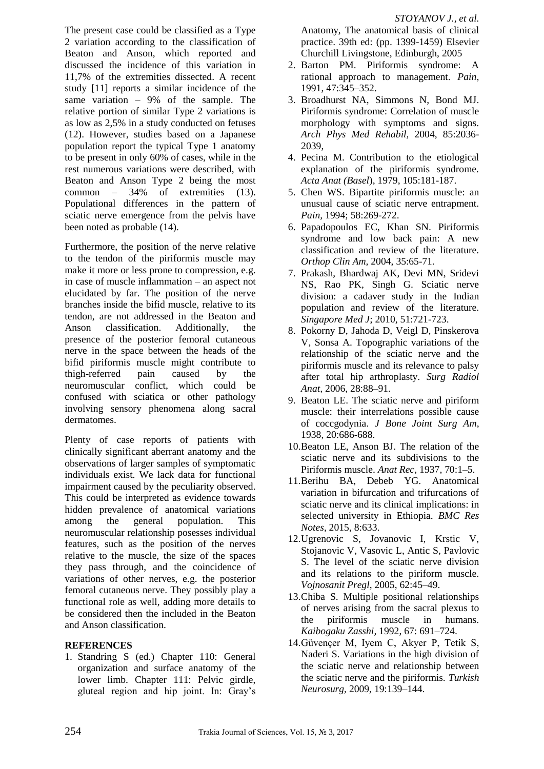The present case could be classified as a Type 2 variation according to the classification of Beaton and Anson, which reported and discussed the incidence of this variation in 11,7% of the extremities dissected. A recent study [11] reports a similar incidence of the same variation – 9% of the sample. The relative portion of similar Type 2 variations is as low as 2,5% in a study conducted on fetuses (12). However, studies based on a Japanese population report the typical Type 1 anatomy to be present in only 60% of cases, while in the rest numerous variations were described, with Beaton and Anson Type 2 being the most common – 34% of extremities (13). Populational differences in the pattern of sciatic nerve emergence from the pelvis have been noted as probable (14).

Furthermore, the position of the nerve relative to the tendon of the piriformis muscle may make it more or less prone to compression, e.g. in case of muscle inflammation – an aspect not elucidated by far. The position of the nerve branches inside the bifid muscle, relative to its tendon, are not addressed in the Beaton and Anson classification. Additionally, the presence of the posterior femoral cutaneous nerve in the space between the heads of the bifid piriformis muscle might contribute to thigh-referred pain caused by the neuromuscular conflict, which could be confused with sciatica or other pathology involving sensory phenomena along sacral dermatomes.

Plenty of case reports of patients with clinically significant aberrant anatomy and the observations of larger samples of symptomatic individuals exist. We lack data for functional impairment caused by the peculiarity observed. This could be interpreted as evidence towards hidden prevalence of anatomical variations among the general population. This neuromuscular relationship posesses individual features, such as the position of the nerves relative to the muscle, the size of the spaces they pass through, and the coincidence of variations of other nerves, e.g. the posterior femoral cutaneous nerve. They possibly play a functional role as well, adding more details to be considered then the included in the Beaton and Anson classification.

## REFERENCES

1. Standring S (ed.) Chapter 110: General organization and surface anatomy of the lower limb. Chapter 111: Pelvic girdle, gluteal region and hip joint. In: Gray's Anatomy, The anatomical basis of clinical practice. 39th ed: (pp. 1399-1459) Elsevier Churchill Livingstone, Edinburgh, 2005
2. Barton PM. Piriformis syndrome: A rational approach to management. *Pain*, 1991, 47:345–352.
3. Broadhurst NA, Simmons N, Bond MJ. Piriformis syndrome: Correlation of muscle morphology with symptoms and signs. *Arch Phys Med Rehabil*, 2004, 85:2036-2039,
4. Pecina M. Contribution to the etiological explanation of the piriformis syndrome. *Acta Anat (Basel*), 1979, 105:181-187.
5. Chen WS. Bipartite piriformis muscle: an unusual cause of sciatic nerve entrapment. *Pain*, 1994; 58:269-272.
6. Papadopoulos EC, Khan SN. Piriformis syndrome and low back pain: A new classification and review of the literature. *Orthop Clin Am*, 2004, 35:65-71.
7. Prakash, Bhardwaj AK, Devi MN, Sridevi NS, Rao PK, Singh G. Sciatic nerve division: a cadaver study in the Indian population and review of the literature. *Singapore Med J*; 2010, 51:721-723.
8. Pokorny D, Jahoda D, Veigl D, Pinskerova V, Sonsa A. Topographic variations of the relationship of the sciatic nerve and the piriformis muscle and its relevance to palsy after total hip arthroplasty. *Surg Radiol Anat*, 2006, 28:88–91.
9. Beaton LE. The sciatic nerve and piriform muscle: their interrelations possible cause of coccgodynia. *J Bone Joint Surg Am*, 1938, 20:686-688.
10. Beaton LE, Anson BJ. The relation of the sciatic nerve and its subdivisions to the Piriformis muscle. *Anat Rec*, 1937, 70:1–5.
11. Berihu BA, Debeb YG. Anatomical variation in bifurcation and trifurcations of sciatic nerve and its clinical implications: in selected university in Ethiopia. *BMC Res Notes*, 2015, 8:633.
12. Ugrenovic S, Jovanovic I, Krstic V, Stojanovic V, Vasovic L, Antic S, Pavlovic S. The level of the sciatic nerve division and its relations to the piriform muscle. *Vojnosanit Pregl*, 2005, 62:45–49.
13. Chiba S. Multiple positional relationships of nerves arising from the sacral plexus to the piriformis muscle in humans. *Kaibogaku Zasshi*, 1992, 67: 691–724.
14. Güvençer M, Iyem C, Akyer P, Tetik S, Naderi S. Variations in the high division of the sciatic nerve and relationship between the sciatic nerve and the piriformis. *Turkish Neurosurg*, 2009, 19:139–144.